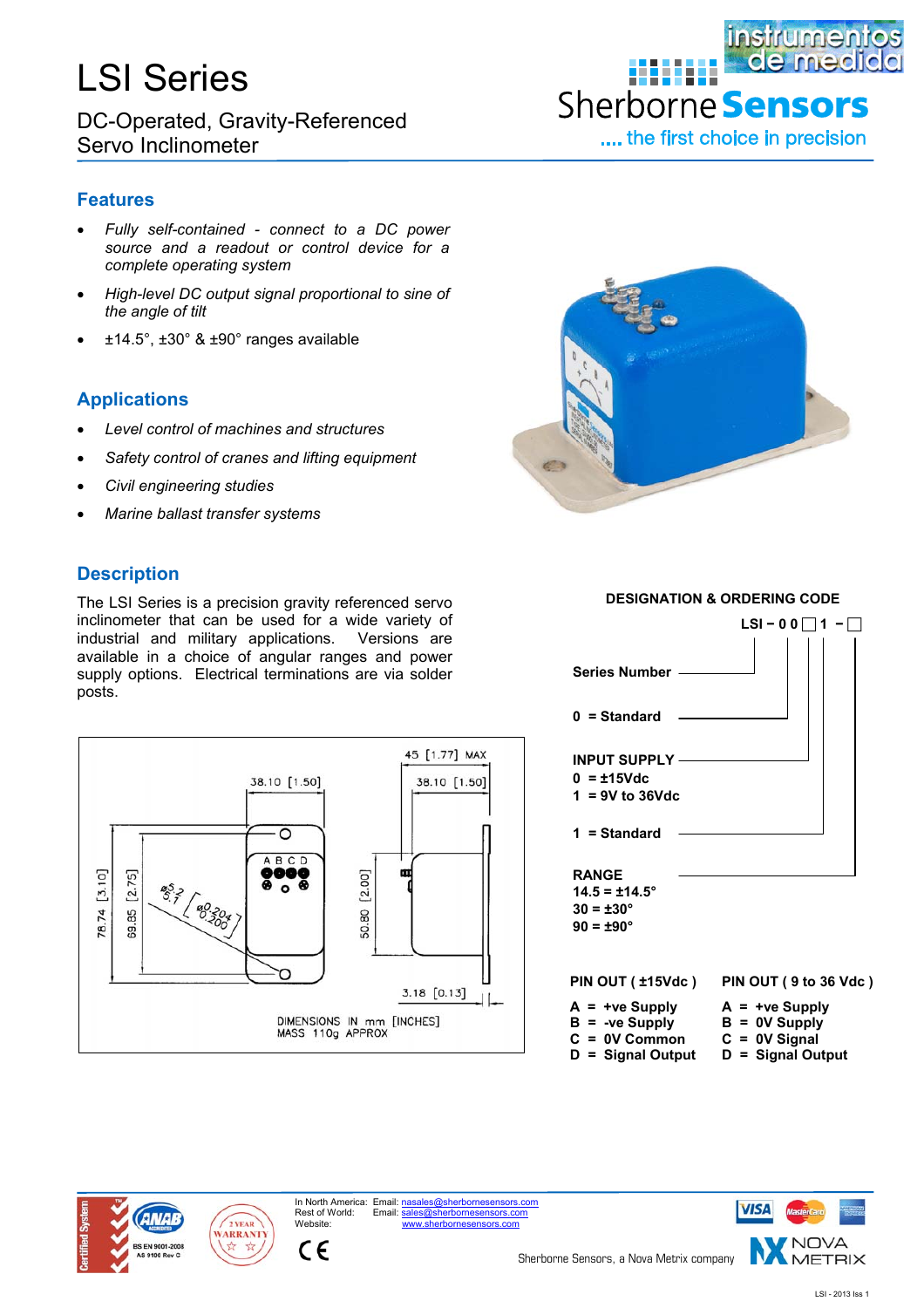# LSI Series

## DC-Operated, Gravity-Referenced Servo Inclinometer

Sherborne Sensors
.... the first choice in precision

## Features

- *Fully self-contained - connect to a DC power source and a readout or control device for a complete operating system*
- *High-level DC output signal proportional to sine of the angle of tilt*
- ±14.5°, ±30° & ±90° ranges available

## Applications

- *Level control of machines and structures*
- *Safety control of cranes and lifting equipment*
- *Civil engineering studies*
- *Marine ballast transfer systems*

## Description

The LSI Series is a precision gravity referenced servo inclinometer that can be used for a wide variety of industrial and military applications. Versions are available in a choice of angular ranges and power supply options. Electrical terminations are via solder posts.

DIMENSIONS IN mm [INCHES]
MASS 110g APPROX

**DESIGNATION & ORDERING CODE**

**LSI – 0 0 □ 1 – □**

**Series Number**

**0 = Standard**

**INPUT SUPPLY**
**0 = ±15Vdc**
**1 = 9V to 36Vdc**

**1 = Standard**

**RANGE**
**14.5 = ±14.5°**
**30 = ±30°**
**90 = ±90°**

| PIN OUT ( ±15Vdc ) | PIN OUT ( 9 to 36 Vdc ) |
|---|---|
| A = +ve Supply | A = +ve Supply |
| B = -ve Supply | B = 0V Supply |
| C = 0V Common | C = 0V Signal |
| D = Signal Output | D = Signal Output |

In North America: Email: nasales@sherbornesensors.com
Rest of World: Email: sales@sherbornesensors.com
Website: www.sherbornesensors.com

Sherborne Sensors, a Nova Metrix company

LSI - 2013 Iss 1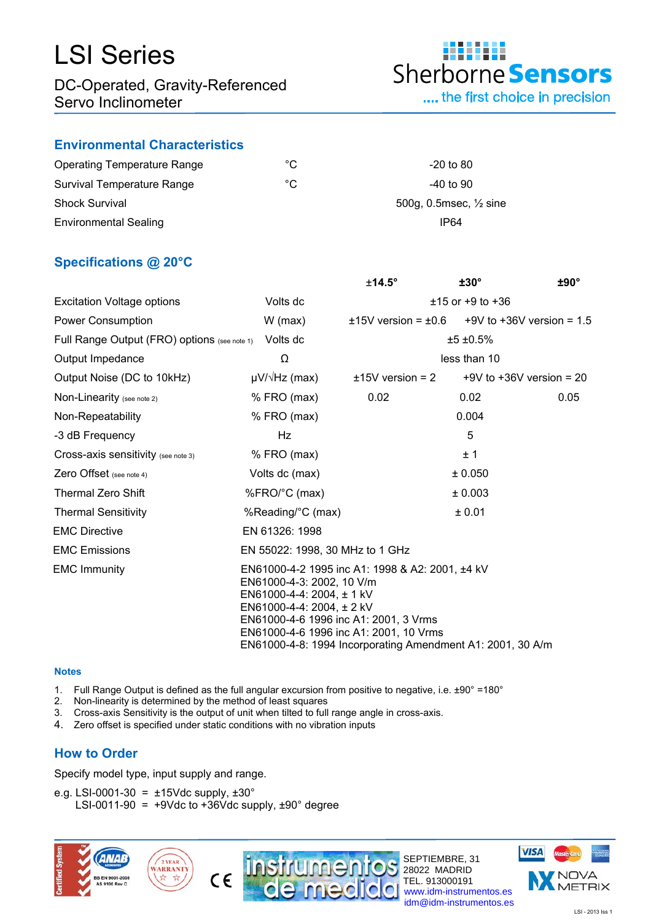# LSI Series

## DC-Operated, Gravity-Referenced Servo Inclinometer

Sherborne Sensors

.... the first choice in precision

## Environmental Characteristics

| | | |
|---|---|---|
| Operating Temperature Range | °C | -20 to 80 |
| Survival Temperature Range | °C | -40 to 90 |
| Shock Survival | | 500g, 0.5msec, ½ sine |
| Environmental Sealing | | IP64 |

## Specifications @ 20°C

| | | ±14.5° | ±30° | ±90° |
|---|---|---|---|---|
| Excitation Voltage options | Volts dc | | ±15 or +9 to +36 | |
| Power Consumption | W (max) | ±15V version = ±0.6 | +9V to +36V version = 1.5 | |
| Full Range Output (FRO) options (see note 1) | Volts dc | | ±5 ±0.5% | |
| Output Impedance | Ω | | less than 10 | |
| Output Noise (DC to 10kHz) | μV/√Hz (max) | ±15V version = 2 | +9V to +36V version = 20 | |
| Non-Linearity (see note 2) | % FRO (max) | 0.02 | 0.02 | 0.05 |
| Non-Repeatability | % FRO (max) | | 0.004 | |
| -3 dB Frequency | Hz | | 5 | |
| Cross-axis sensitivity (see note 3) | % FRO (max) | | ± 1 | |
| Zero Offset (see note 4) | Volts dc (max) | | ± 0.050 | |
| Thermal Zero Shift | %FRO/°C (max) | | ± 0.003 | |
| Thermal Sensitivity | %Reading/°C (max) | | ± 0.01 | |
| EMC Directive | EN 61326: 1998 | | | |
| EMC Emissions | EN 55022: 1998, 30 MHz to 1 GHz | | | |
| EMC Immunity | EN61000-4-2 1995 inc A1: 1998 & A2: 2001, ±4 kV<br>EN61000-4-3: 2002, 10 V/m<br>EN61000-4-4: 2004, ± 1 kV<br>EN61000-4-4: 2004, ± 2 kV<br>EN61000-4-6 1996 inc A1: 2001, 3 Vrms<br>EN61000-4-6 1996 inc A1: 2001, 10 Vrms<br>EN61000-4-8: 1994 Incorporating Amendment A1: 2001, 30 A/m | | | |

### Notes

1. Full Range Output is defined as the full angular excursion from positive to negative, i.e. ±90° =180°
2. Non-linearity is determined by the method of least squares
3. Cross-axis Sensitivity is the output of unit when tilted to full range angle in cross-axis.
4. Zero offset is specified under static conditions with no vibration inputs

## How to Order

Specify model type, input supply and range.

e.g. LSI-0001-30 = ±15Vdc supply, ±30°
LSI-0011-90 = +9Vdc to +36Vdc supply, ±90° degree

instrumentos de medida

SEPTIEMBRE, 31
28022 MADRID
TEL. 913000191
www.idm-instrumentos.es
idm@idm-instrumentos.es

NOVA METRIX

LSI - 2013 Iss 1